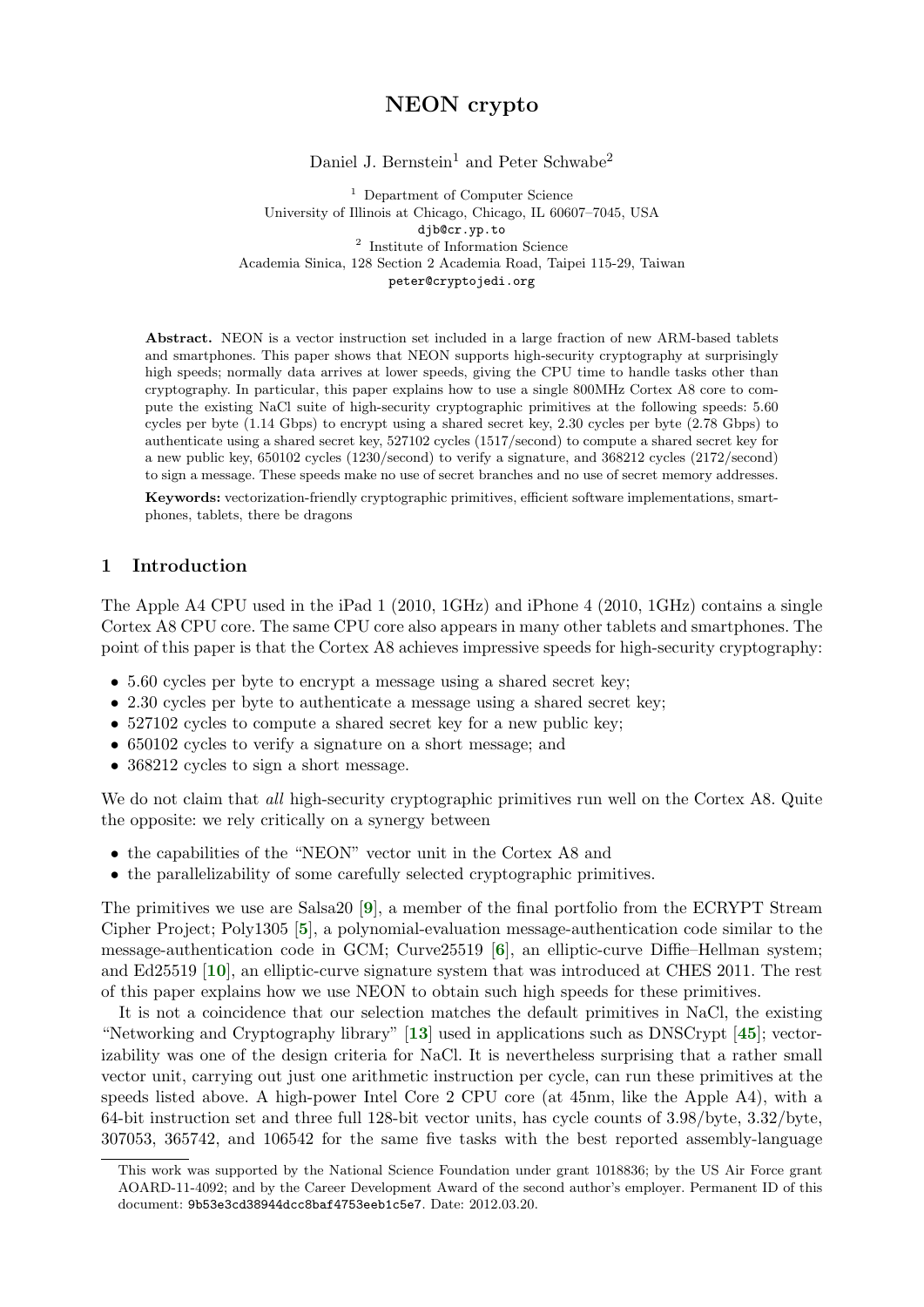# NEON crypto

Daniel J. Bernstein[1] and Peter Schwabe[2]

[1] Department of Computer Science
University of Illinois at Chicago, Chicago, IL 60607–7045, USA
djb@cr.yp.to
[2] Institute of Information Science
Academia Sinica, 128 Section 2 Academia Road, Taipei 115-29, Taiwan
peter@cryptojedi.org

**Abstract.** NEON is a vector instruction set included in a large fraction of new ARM-based tablets and smartphones. This paper shows that NEON supports high-security cryptography at surprisingly high speeds; normally data arrives at lower speeds, giving the CPU time to handle tasks other than cryptography. In particular, this paper explains how to use a single 800MHz Cortex A8 core to compute the existing NaCl suite of high-security cryptographic primitives at the following speeds: 5.60 cycles per byte (1.14 Gbps) to encrypt using a shared secret key, 2.30 cycles per byte (2.78 Gbps) to authenticate using a shared secret key, 527102 cycles (1517/second) to compute a shared secret key for a new public key, 650102 cycles (1230/second) to verify a signature, and 368212 cycles (2172/second) to sign a message. These speeds make no use of secret branches and no use of secret memory addresses.

**Keywords:** vectorization-friendly cryptographic primitives, efficient software implementations, smartphones, tablets, there be dragons

## 1 Introduction

The Apple A4 CPU used in the iPad 1 (2010, 1GHz) and iPhone 4 (2010, 1GHz) contains a single Cortex A8 CPU core. The same CPU core also appears in many other tablets and smartphones. The point of this paper is that the Cortex A8 achieves impressive speeds for high-security cryptography:

- 5.60 cycles per byte to encrypt a message using a shared secret key;
- 2.30 cycles per byte to authenticate a message using a shared secret key;
- 527102 cycles to compute a shared secret key for a new public key;
- 650102 cycles to verify a signature on a short message; and
- 368212 cycles to sign a short message.

We do not claim that *all* high-security cryptographic primitives run well on the Cortex A8. Quite the opposite: we rely critically on a synergy between

- the capabilities of the "NEON" vector unit in the Cortex A8 and
- the parallelizability of some carefully selected cryptographic primitives.

The primitives we use are Salsa20 [**9**], a member of the final portfolio from the ECRYPT Stream Cipher Project; Poly1305 [**5**], a polynomial-evaluation message-authentication code similar to the message-authentication code in GCM; Curve25519 [**6**], an elliptic-curve Diffie–Hellman system; and Ed25519 [**10**], an elliptic-curve signature system that was introduced at CHES 2011. The rest of this paper explains how we use NEON to obtain such high speeds for these primitives.

It is not a coincidence that our selection matches the default primitives in NaCl, the existing "Networking and Cryptography library" [**13**] used in applications such as DNSCrypt [**45**]; vectorizability was one of the design criteria for NaCl. It is nevertheless surprising that a rather small vector unit, carrying out just one arithmetic instruction per cycle, can run these primitives at the speeds listed above. A high-power Intel Core 2 CPU core (at 45nm, like the Apple A4), with a 64-bit instruction set and three full 128-bit vector units, has cycle counts of 3.98/byte, 3.32/byte, 307053, 365742, and 106542 for the same five tasks with the best reported assembly-language

This work was supported by the National Science Foundation under grant 1018836; by the US Air Force grant AOARD-11-4092; and by the Career Development Award of the second author's employer. Permanent ID of this document: 9b53e3cd38944dcc8baf4753eeb1c5e7. Date: 2012.03.20.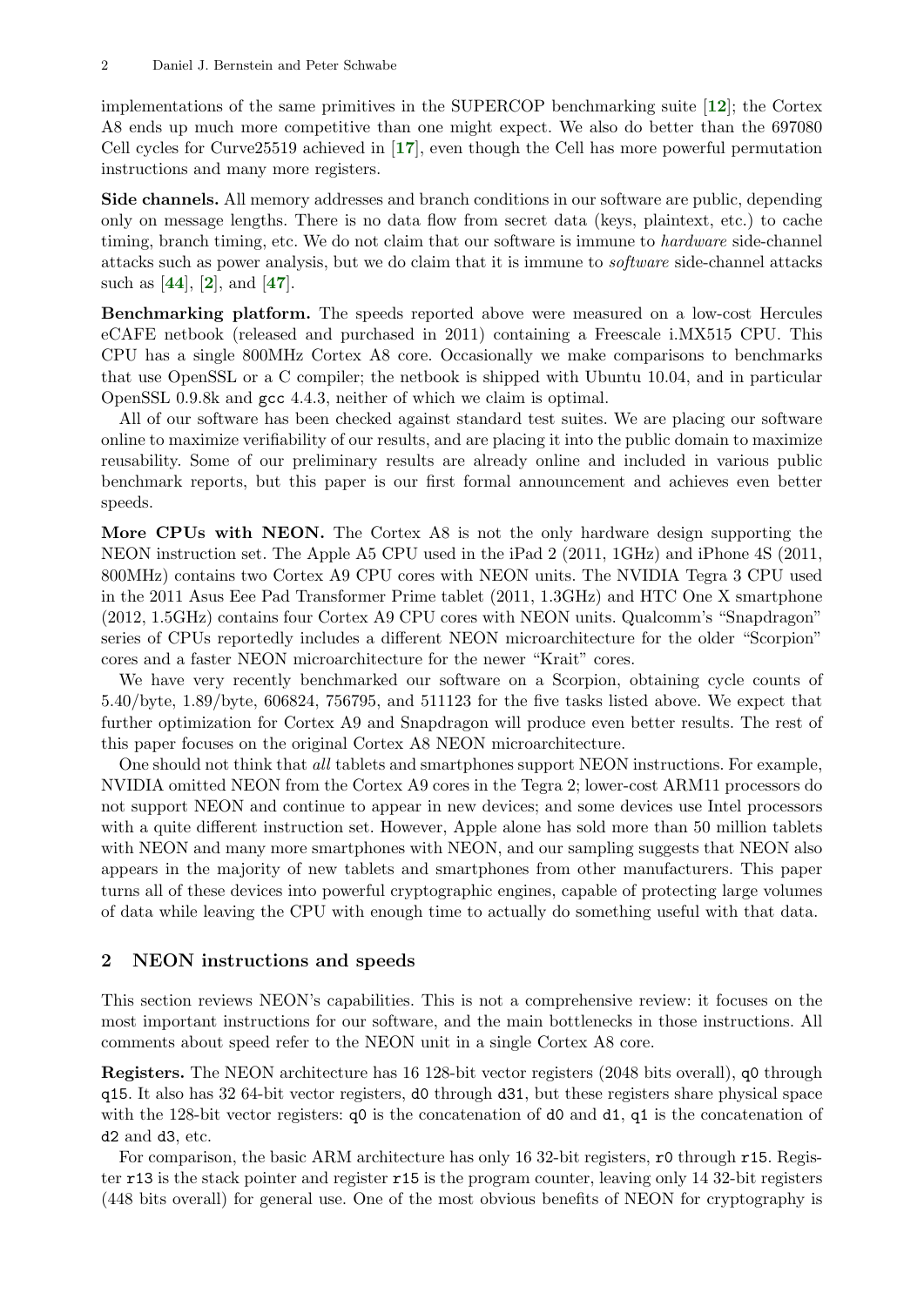implementations of the same primitives in the SUPERCOP benchmarking suite [**12**]; the Cortex A8 ends up much more competitive than one might expect. We also do better than the 697080 Cell cycles for Curve25519 achieved in [**17**], even though the Cell has more powerful permutation instructions and many more registers.

**Side channels.** All memory addresses and branch conditions in our software are public, depending only on message lengths. There is no data flow from secret data (keys, plaintext, etc.) to cache timing, branch timing, etc. We do not claim that our software is immune to *hardware* side-channel attacks such as power analysis, but we do claim that it is immune to *software* side-channel attacks such as [**44**], [**2**], and [**47**].

**Benchmarking platform.** The speeds reported above were measured on a low-cost Hercules eCAFE netbook (released and purchased in 2011) containing a Freescale i.MX515 CPU. This CPU has a single 800MHz Cortex A8 core. Occasionally we make comparisons to benchmarks that use OpenSSL or a C compiler; the netbook is shipped with Ubuntu 10.04, and in particular OpenSSL 0.9.8k and `gcc` 4.4.3, neither of which we claim is optimal.

All of our software has been checked against standard test suites. We are placing our software online to maximize verifiability of our results, and are placing it into the public domain to maximize reusability. Some of our preliminary results are already online and included in various public benchmark reports, but this paper is our first formal announcement and achieves even better speeds.

**More CPUs with NEON.** The Cortex A8 is not the only hardware design supporting the NEON instruction set. The Apple A5 CPU used in the iPad 2 (2011, 1GHz) and iPhone 4S (2011, 800MHz) contains two Cortex A9 CPU cores with NEON units. The NVIDIA Tegra 3 CPU used in the 2011 Asus Eee Pad Transformer Prime tablet (2011, 1.3GHz) and HTC One X smartphone (2012, 1.5GHz) contains four Cortex A9 CPU cores with NEON units. Qualcomm's "Snapdragon" series of CPUs reportedly includes a different NEON microarchitecture for the older "Scorpion" cores and a faster NEON microarchitecture for the newer "Krait" cores.

We have very recently benchmarked our software on a Scorpion, obtaining cycle counts of 5.40/byte, 1.89/byte, 606824, 756795, and 511123 for the five tasks listed above. We expect that further optimization for Cortex A9 and Snapdragon will produce even better results. The rest of this paper focuses on the original Cortex A8 NEON microarchitecture.

One should not think that *all* tablets and smartphones support NEON instructions. For example, NVIDIA omitted NEON from the Cortex A9 cores in the Tegra 2; lower-cost ARM11 processors do not support NEON and continue to appear in new devices; and some devices use Intel processors with a quite different instruction set. However, Apple alone has sold more than 50 million tablets with NEON and many more smartphones with NEON, and our sampling suggests that NEON also appears in the majority of new tablets and smartphones from other manufacturers. This paper turns all of these devices into powerful cryptographic engines, capable of protecting large volumes of data while leaving the CPU with enough time to actually do something useful with that data.

## 2 NEON instructions and speeds

This section reviews NEON's capabilities. This is not a comprehensive review: it focuses on the most important instructions for our software, and the main bottlenecks in those instructions. All comments about speed refer to the NEON unit in a single Cortex A8 core.

**Registers.** The NEON architecture has 16 128-bit vector registers (2048 bits overall), `q0` through `q15`. It also has 32 64-bit vector registers, `d0` through `d31`, but these registers share physical space with the 128-bit vector registers: `q0` is the concatenation of `d0` and `d1`, `q1` is the concatenation of `d2` and `d3`, etc.

For comparison, the basic ARM architecture has only 16 32-bit registers, `r0` through `r15`. Register `r13` is the stack pointer and register `r15` is the program counter, leaving only 14 32-bit registers (448 bits overall) for general use. One of the most obvious benefits of NEON for cryptography is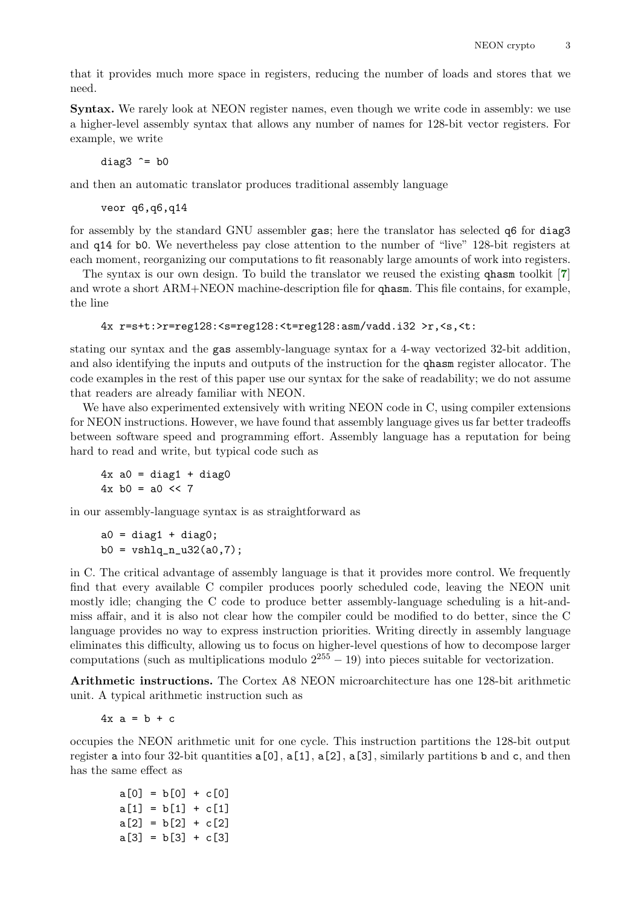that it provides much more space in registers, reducing the number of loads and stores that we need.

**Syntax.** We rarely look at NEON register names, even though we write code in assembly: we use a higher-level assembly syntax that allows any number of names for 128-bit vector registers. For example, we write

```
diag3 ^= b0
```

and then an automatic translator produces traditional assembly language

```
veor q6,q6,q14
```

for assembly by the standard GNU assembler `gas`; here the translator has selected `q6` for `diag3` and `q14` for `b0`. We nevertheless pay close attention to the number of "live" 128-bit registers at each moment, reorganizing our computations to fit reasonably large amounts of work into registers.

The syntax is our own design. To build the translator we reused the existing `qhasm` toolkit [7] and wrote a short ARM+NEON machine-description file for `qhasm`. This file contains, for example, the line

```
4x r=s+t:>r=reg128:<s=reg128:<t=reg128:asm/vadd.i32 >r,<s,<t:
```

stating our syntax and the `gas` assembly-language syntax for a 4-way vectorized 32-bit addition, and also identifying the inputs and outputs of the instruction for the `qhasm` register allocator. The code examples in the rest of this paper use our syntax for the sake of readability; we do not assume that readers are already familiar with NEON.

We have also experimented extensively with writing NEON code in C, using compiler extensions for NEON instructions. However, we have found that assembly language gives us far better tradeoffs between software speed and programming effort. Assembly language has a reputation for being hard to read and write, but typical code such as

```
4x a0 = diag1 + diag0
4x b0 = a0 << 7
```

in our assembly-language syntax is as straightforward as

```
a0 = diag1 + diag0;
b0 = vshlq_n_u32(a0,7);
```

in C. The critical advantage of assembly language is that it provides more control. We frequently find that every available C compiler produces poorly scheduled code, leaving the NEON unit mostly idle; changing the C code to produce better assembly-language scheduling is a hit-and-miss affair, and it is also not clear how the compiler could be modified to do better, since the C language provides no way to express instruction priorities. Writing directly in assembly language eliminates this difficulty, allowing us to focus on higher-level questions of how to decompose larger computations (such as multiplications modulo $2^{255} - 19$) into pieces suitable for vectorization.

**Arithmetic instructions.** The Cortex A8 NEON microarchitecture has one 128-bit arithmetic unit. A typical arithmetic instruction such as

```
4x a = b + c
```

occupies the NEON arithmetic unit for one cycle. This instruction partitions the 128-bit output register `a` into four 32-bit quantities `a[0]`, `a[1]`, `a[2]`, `a[3]`, similarly partitions `b` and `c`, and then has the same effect as

```
a[0] = b[0] + c[0]
a[1] = b[1] + c[1]
a[2] = b[2] + c[2]
a[3] = b[3] + c[3]
```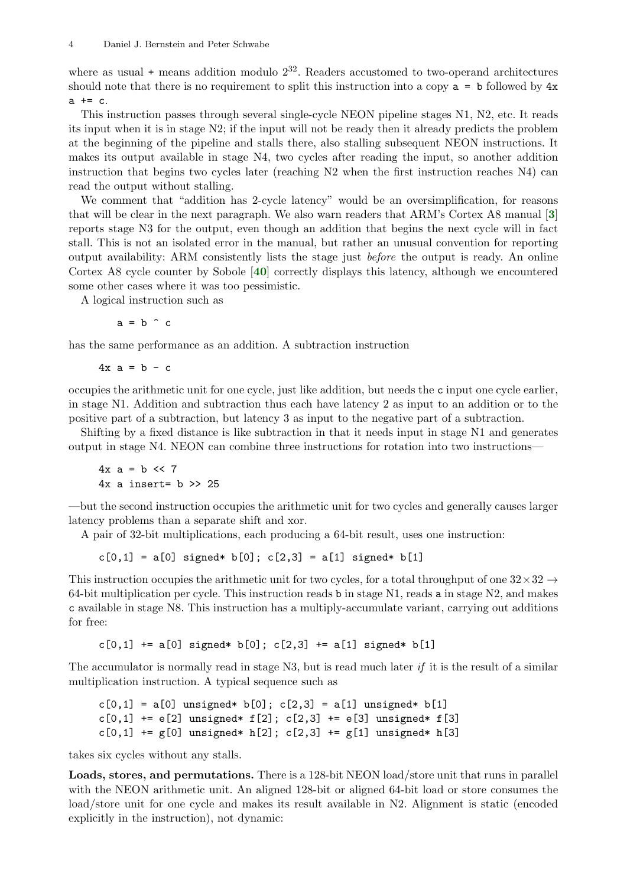where as usual `+` means addition modulo $2^{32}$. Readers accustomed to two-operand architectures should note that there is no requirement to split this instruction into a copy `a = b` followed by `4x a += c`.

This instruction passes through several single-cycle NEON pipeline stages N1, N2, etc. It reads its input when it is in stage N2; if the input will not be ready then it already predicts the problem at the beginning of the pipeline and stalls there, also stalling subsequent NEON instructions. It makes its output available in stage N4, two cycles after reading the input, so another addition instruction that begins two cycles later (reaching N2 when the first instruction reaches N4) can read the output without stalling.

We comment that "addition has 2-cycle latency" would be an oversimplification, for reasons that will be clear in the next paragraph. We also warn readers that ARM's Cortex A8 manual [3] reports stage N3 for the output, even though an addition that begins the next cycle will in fact stall. This is not an isolated error in the manual, but rather an unusual convention for reporting output availability: ARM consistently lists the stage just *before* the output is ready. An online Cortex A8 cycle counter by Sobole [40] correctly displays this latency, although we encountered some other cases where it was too pessimistic.

A logical instruction such as

```
a = b ^ c
```

has the same performance as an addition. A subtraction instruction

```
4x a = b - c
```

occupies the arithmetic unit for one cycle, just like addition, but needs the `c` input one cycle earlier, in stage N1. Addition and subtraction thus each have latency 2 as input to an addition or to the positive part of a subtraction, but latency 3 as input to the negative part of a subtraction.

Shifting by a fixed distance is like subtraction in that it needs input in stage N1 and generates output in stage N4. NEON can combine three instructions for rotation into two instructions—

```
4x a = b << 7
4x a insert= b >> 25
```

—but the second instruction occupies the arithmetic unit for two cycles and generally causes larger latency problems than a separate shift and xor.

A pair of 32-bit multiplications, each producing a 64-bit result, uses one instruction:

```
c[0,1] = a[0] signed* b[0]; c[2,3] = a[1] signed* b[1]
```

This instruction occupies the arithmetic unit for two cycles, for a total throughput of one $32 \times 32 \rightarrow 64$-bit multiplication per cycle. This instruction reads `b` in stage N1, reads `a` in stage N2, and makes `c` available in stage N8. This instruction has a multiply-accumulate variant, carrying out additions for free:

```
c[0,1] += a[0] signed* b[0]; c[2,3] += a[1] signed* b[1]
```

The accumulator is normally read in stage N3, but is read much later *if* it is the result of a similar multiplication instruction. A typical sequence such as

```
c[0,1] = a[0] unsigned* b[0]; c[2,3] = a[1] unsigned* b[1]
c[0,1] += e[2] unsigned* f[2]; c[2,3] += e[3] unsigned* f[3]
c[0,1] += g[0] unsigned* h[2]; c[2,3] += g[1] unsigned* h[3]
```

takes six cycles without any stalls.

**Loads, stores, and permutations.** There is a 128-bit NEON load/store unit that runs in parallel with the NEON arithmetic unit. An aligned 128-bit or aligned 64-bit load or store consumes the load/store unit for one cycle and makes its result available in N2. Alignment is static (encoded explicitly in the instruction), not dynamic: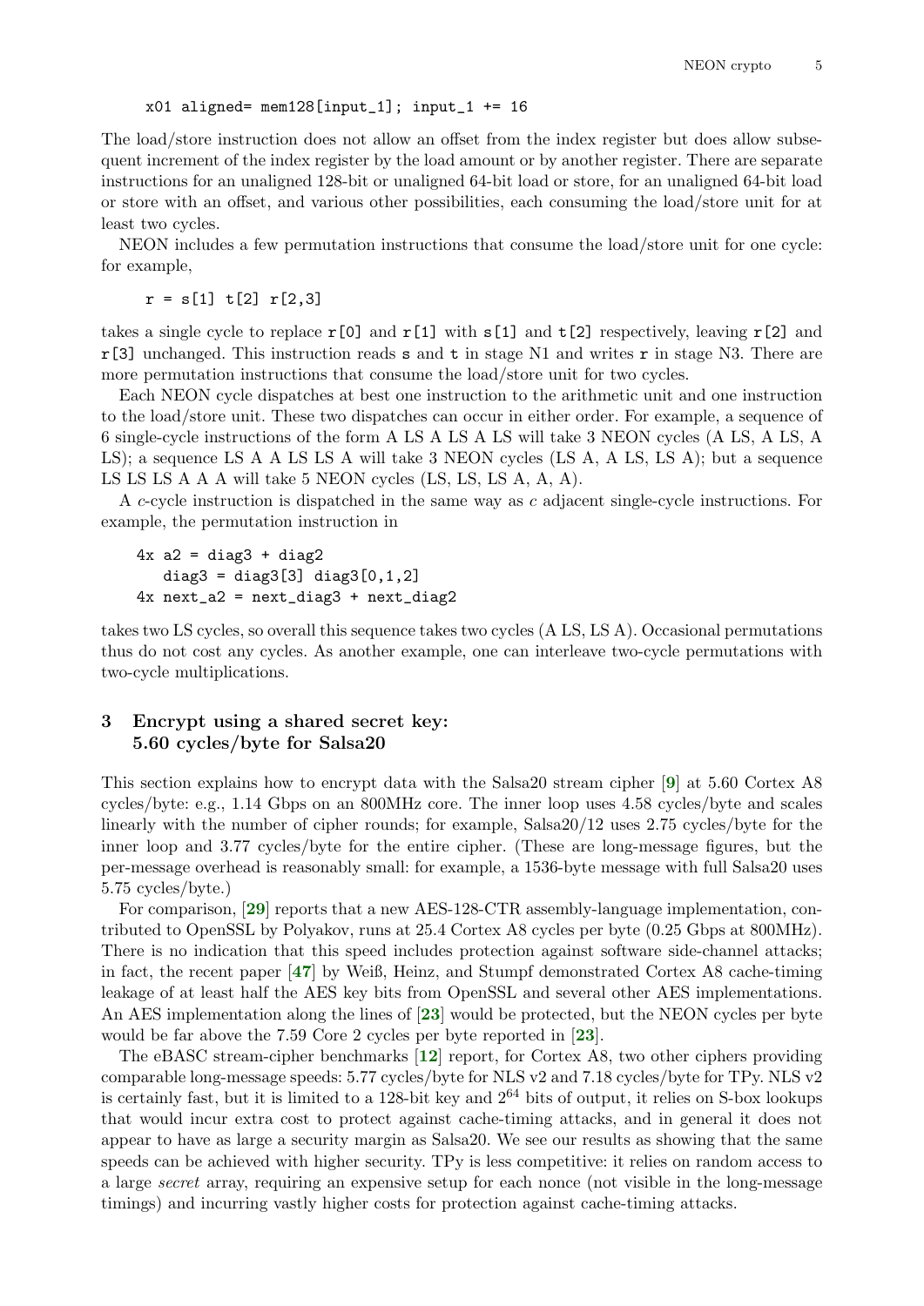```
x01 aligned= mem128[input_1]; input_1 += 16
```

The load/store instruction does not allow an offset from the index register but does allow subsequent increment of the index register by the load amount or by another register. There are separate instructions for an unaligned 128-bit or unaligned 64-bit load or store, for an unaligned 64-bit load or store with an offset, and various other possibilities, each consuming the load/store unit for at least two cycles.

NEON includes a few permutation instructions that consume the load/store unit for one cycle: for example,

```
r = s[1] t[2] r[2,3]
```

takes a single cycle to replace `r[0]` and `r[1]` with `s[1]` and `t[2]` respectively, leaving `r[2]` and `r[3]` unchanged. This instruction reads `s` and `t` in stage N1 and writes `r` in stage N3. There are more permutation instructions that consume the load/store unit for two cycles.

Each NEON cycle dispatches at best one instruction to the arithmetic unit and one instruction to the load/store unit. These two dispatches can occur in either order. For example, a sequence of 6 single-cycle instructions of the form A LS A LS A LS will take 3 NEON cycles (A LS, A LS, A LS); a sequence LS A A LS LS A will take 3 NEON cycles (LS A, A LS, LS A); but a sequence LS LS LS A A A will take 5 NEON cycles (LS, LS, LS A, A, A).

A $c$-cycle instruction is dispatched in the same way as $c$ adjacent single-cycle instructions. For example, the permutation instruction in

```
4x a2 = diag3 + diag2
   diag3 = diag3[3] diag3[0,1,2]
4x next_a2 = next_diag3 + next_diag2
```

takes two LS cycles, so overall this sequence takes two cycles (A LS, LS A). Occasional permutations thus do not cost any cycles. As another example, one can interleave two-cycle permutations with two-cycle multiplications.

## 3 Encrypt using a shared secret key: 5.60 cycles/byte for Salsa20

This section explains how to encrypt data with the Salsa20 stream cipher [9] at 5.60 Cortex A8 cycles/byte: e.g., 1.14 Gbps on an 800MHz core. The inner loop uses 4.58 cycles/byte and scales linearly with the number of cipher rounds; for example, Salsa20/12 uses 2.75 cycles/byte for the inner loop and 3.77 cycles/byte for the entire cipher. (These are long-message figures, but the per-message overhead is reasonably small: for example, a 1536-byte message with full Salsa20 uses 5.75 cycles/byte.)

For comparison, [29] reports that a new AES-128-CTR assembly-language implementation, contributed to OpenSSL by Polyakov, runs at 25.4 Cortex A8 cycles per byte (0.25 Gbps at 800MHz). There is no indication that this speed includes protection against software side-channel attacks; in fact, the recent paper [47] by Weiß, Heinz, and Stumpf demonstrated Cortex A8 cache-timing leakage of at least half the AES key bits from OpenSSL and several other AES implementations. An AES implementation along the lines of [23] would be protected, but the NEON cycles per byte would be far above the 7.59 Core 2 cycles per byte reported in [23].

The eBASC stream-cipher benchmarks [12] report, for Cortex A8, two other ciphers providing comparable long-message speeds: 5.77 cycles/byte for NLS v2 and 7.18 cycles/byte for TPy. NLS v2 is certainly fast, but it is limited to a 128-bit key and $2^{64}$ bits of output, it relies on S-box lookups that would incur extra cost to protect against cache-timing attacks, and in general it does not appear to have as large a security margin as Salsa20. We see our results as showing that the same speeds can be achieved with higher security. TPy is less competitive: it relies on random access to a large *secret* array, requiring an expensive setup for each nonce (not visible in the long-message timings) and incurring vastly higher costs for protection against cache-timing attacks.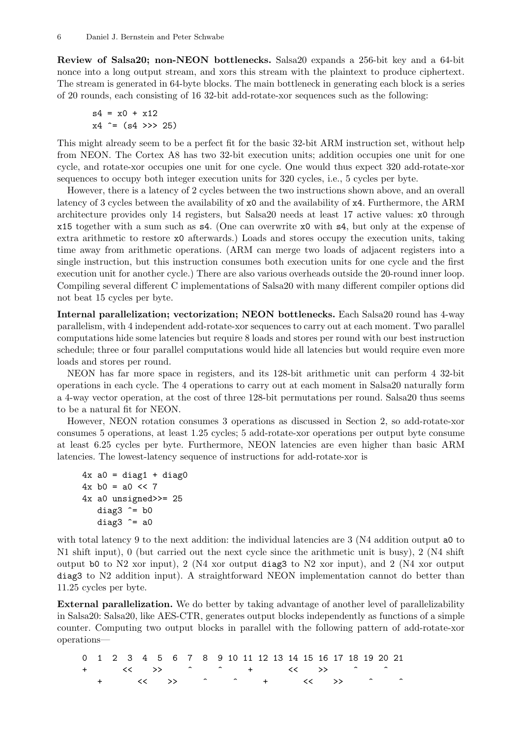**Review of Salsa20; non-NEON bottlenecks.** Salsa20 expands a 256-bit key and a 64-bit nonce into a long output stream, and xors this stream with the plaintext to produce ciphertext. The stream is generated in 64-byte blocks. The main bottleneck in generating each block is a series of 20 rounds, each consisting of 16 32-bit add-rotate-xor sequences such as the following:

```
s4 = x0 + x12
x4 ^= (s4 >>> 25)
```

This might already seem to be a perfect fit for the basic 32-bit ARM instruction set, without help from NEON. The Cortex A8 has two 32-bit execution units; addition occupies one unit for one cycle, and rotate-xor occupies one unit for one cycle. One would thus expect 320 add-rotate-xor sequences to occupy both integer execution units for 320 cycles, i.e., 5 cycles per byte.

However, there is a latency of 2 cycles between the two instructions shown above, and an overall latency of 3 cycles between the availability of x0 and the availability of x4. Furthermore, the ARM architecture provides only 14 registers, but Salsa20 needs at least 17 active values: x0 through x15 together with a sum such as s4. (One can overwrite x0 with s4, but only at the expense of extra arithmetic to restore x0 afterwards.) Loads and stores occupy the execution units, taking time away from arithmetic operations. (ARM can merge two loads of adjacent registers into a single instruction, but this instruction consumes both execution units for one cycle and the first execution unit for another cycle.) There are also various overheads outside the 20-round inner loop. Compiling several different C implementations of Salsa20 with many different compiler options did not beat 15 cycles per byte.

**Internal parallelization; vectorization; NEON bottlenecks.** Each Salsa20 round has 4-way parallelism, with 4 independent add-rotate-xor sequences to carry out at each moment. Two parallel computations hide some latencies but require 8 loads and stores per round with our best instruction schedule; three or four parallel computations would hide all latencies but would require even more loads and stores per round.

NEON has far more space in registers, and its 128-bit arithmetic unit can perform 4 32-bit operations in each cycle. The 4 operations to carry out at each moment in Salsa20 naturally form a 4-way vector operation, at the cost of three 128-bit permutations per round. Salsa20 thus seems to be a natural fit for NEON.

However, NEON rotation consumes 3 operations as discussed in Section 2, so add-rotate-xor consumes 5 operations, at least 1.25 cycles; 5 add-rotate-xor operations per output byte consume at least 6.25 cycles per byte. Furthermore, NEON latencies are even higher than basic ARM latencies. The lowest-latency sequence of instructions for add-rotate-xor is

```
4x a0 = diag1 + diag0
4x b0 = a0 << 7
4x a0 unsigned>>= 25
   diag3 ^= b0
   diag3 ^= a0
```

with total latency 9 to the next addition: the individual latencies are 3 (N4 addition output a0 to N1 shift input), 0 (but carried out the next cycle since the arithmetic unit is busy), 2 (N4 shift output b0 to N2 xor input), 2 (N4 xor output diag3 to N2 xor input), and 2 (N4 xor output diag3 to N2 addition input). A straightforward NEON implementation cannot do better than 11.25 cycles per byte.

**External parallelization.** We do better by taking advantage of another level of parallelizability in Salsa20: Salsa20, like AES-CTR, generates output blocks independently as functions of a simple counter. Computing two output blocks in parallel with the following pattern of add-rotate-xor operations—

```
0  1  2  3  4  5  6  7  8  9 10 11 12 13 14 15 16 17 18 19 20 21
+        <<    >>    ^     ^     +        <<    >>    ^     ^
   +        <<    >>    ^     ^     +        <<    >>    ^     ^
```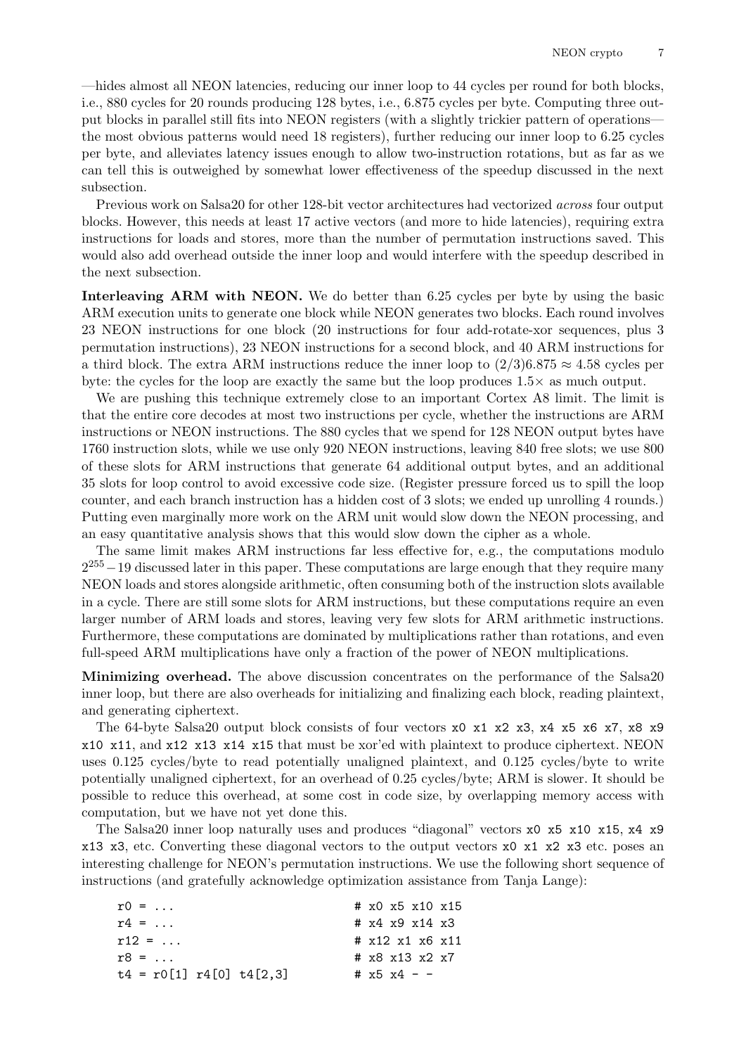—hides almost all NEON latencies, reducing our inner loop to 44 cycles per round for both blocks, i.e., 880 cycles for 20 rounds producing 128 bytes, i.e., 6.875 cycles per byte. Computing three output blocks in parallel still fits into NEON registers (with a slightly trickier pattern of operations—the most obvious patterns would need 18 registers), further reducing our inner loop to 6.25 cycles per byte, and alleviates latency issues enough to allow two-instruction rotations, but as far as we can tell this is outweighed by somewhat lower effectiveness of the speedup discussed in the next subsection.

Previous work on Salsa20 for other 128-bit vector architectures had vectorized *across* four output blocks. However, this needs at least 17 active vectors (and more to hide latencies), requiring extra instructions for loads and stores, more than the number of permutation instructions saved. This would also add overhead outside the inner loop and would interfere with the speedup described in the next subsection.

**Interleaving ARM with NEON.** We do better than 6.25 cycles per byte by using the basic ARM execution units to generate one block while NEON generates two blocks. Each round involves 23 NEON instructions for one block (20 instructions for four add-rotate-xor sequences, plus 3 permutation instructions), 23 NEON instructions for a second block, and 40 ARM instructions for a third block. The extra ARM instructions reduce the inner loop to $(2/3)6.875 \approx 4.58$ cycles per byte: the cycles for the loop are exactly the same but the loop produces $1.5\times$ as much output.

We are pushing this technique extremely close to an important Cortex A8 limit. The limit is that the entire core decodes at most two instructions per cycle, whether the instructions are ARM instructions or NEON instructions. The 880 cycles that we spend for 128 NEON output bytes have 1760 instruction slots, while we use only 920 NEON instructions, leaving 840 free slots; we use 800 of these slots for ARM instructions that generate 64 additional output bytes, and an additional 35 slots for loop control to avoid excessive code size. (Register pressure forced us to spill the loop counter, and each branch instruction has a hidden cost of 3 slots; we ended up unrolling 4 rounds.) Putting even marginally more work on the ARM unit would slow down the NEON processing, and an easy quantitative analysis shows that this would slow down the cipher as a whole.

The same limit makes ARM instructions far less effective for, e.g., the computations modulo $2^{255}-19$ discussed later in this paper. These computations are large enough that they require many NEON loads and stores alongside arithmetic, often consuming both of the instruction slots available in a cycle. There are still some slots for ARM instructions, but these computations require an even larger number of ARM loads and stores, leaving very few slots for ARM arithmetic instructions. Furthermore, these computations are dominated by multiplications rather than rotations, and even full-speed ARM multiplications have only a fraction of the power of NEON multiplications.

**Minimizing overhead.** The above discussion concentrates on the performance of the Salsa20 inner loop, but there are also overheads for initializing and finalizing each block, reading plaintext, and generating ciphertext.

The 64-byte Salsa20 output block consists of four vectors `x0 x1 x2 x3`, `x4 x5 x6 x7`, `x8 x9 x10 x11`, and `x12 x13 x14 x15` that must be xor'ed with plaintext to produce ciphertext. NEON uses 0.125 cycles/byte to read potentially unaligned plaintext, and 0.125 cycles/byte to write potentially unaligned ciphertext, for an overhead of 0.25 cycles/byte; ARM is slower. It should be possible to reduce this overhead, at some cost in code size, by overlapping memory access with computation, but we have not yet done this.

The Salsa20 inner loop naturally uses and produces "diagonal" vectors `x0 x5 x10 x15`, `x4 x9 x13 x3`, etc. Converting these diagonal vectors to the output vectors `x0 x1 x2 x3` etc. poses an interesting challenge for NEON's permutation instructions. We use the following short sequence of instructions (and gratefully acknowledge optimization assistance from Tanja Lange):

```
r0 = ...                        # x0 x5 x10 x15
r4 = ...                        # x4 x9 x14 x3
r12 = ...                       # x12 x1 x6 x11
r8 = ...                        # x8 x13 x2 x7
t4 = r0[1] r4[0] t4[2,3]        # x5 x4 - -
```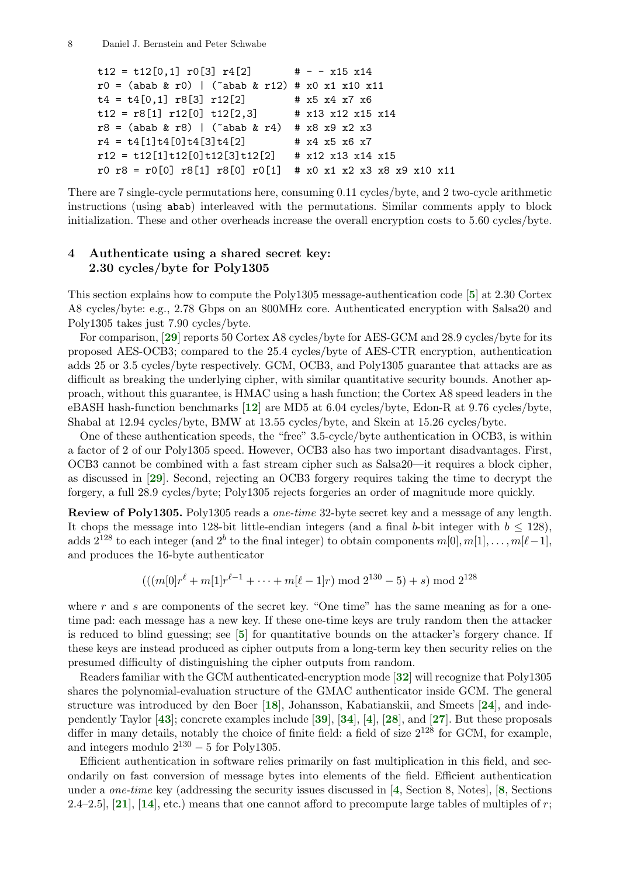```
t12 = t12[0,1] r0[3] r4[2]       # - - x15 x14
r0 = (abab & r0) | (~abab & r12) # x0 x1 x10 x11
t4 = t4[0,1] r8[3] r12[2]        # x5 x4 x7 x6
t12 = r8[1] r12[0] t12[2,3]      # x13 x12 x15 x14
r8 = (abab & r8) | (~abab & r4)  # x8 x9 x2 x3
r4 = t4[1]t4[0]t4[3]t4[2]        # x4 x5 x6 x7
r12 = t12[1]t12[0]t12[3]t12[2]   # x12 x13 x14 x15
r0 r8 = r0[0] r8[1] r8[0] r0[1]  # x0 x1 x2 x3 x8 x9 x10 x11
```

There are 7 single-cycle permutations here, consuming 0.11 cycles/byte, and 2 two-cycle arithmetic instructions (using `abab`) interleaved with the permutations. Similar comments apply to block initialization. These and other overheads increase the overall encryption costs to 5.60 cycles/byte.

## 4 Authenticate using a shared secret key: 2.30 cycles/byte for Poly1305

This section explains how to compute the Poly1305 message-authentication code [5] at 2.30 Cortex A8 cycles/byte: e.g., 2.78 Gbps on an 800MHz core. Authenticated encryption with Salsa20 and Poly1305 takes just 7.90 cycles/byte.

For comparison, [29] reports 50 Cortex A8 cycles/byte for AES-GCM and 28.9 cycles/byte for its proposed AES-OCB3; compared to the 25.4 cycles/byte of AES-CTR encryption, authentication adds 25 or 3.5 cycles/byte respectively. GCM, OCB3, and Poly1305 guarantee that attacks are as difficult as breaking the underlying cipher, with similar quantitative security bounds. Another approach, without this guarantee, is HMAC using a hash function; the Cortex A8 speed leaders in the eBASH hash-function benchmarks [12] are MD5 at 6.04 cycles/byte, Edon-R at 9.76 cycles/byte, Shabal at 12.94 cycles/byte, BMW at 13.55 cycles/byte, and Skein at 15.26 cycles/byte.

One of these authentication speeds, the "free" 3.5-cycle/byte authentication in OCB3, is within a factor of 2 of our Poly1305 speed. However, OCB3 also has two important disadvantages. First, OCB3 cannot be combined with a fast stream cipher such as Salsa20—it requires a block cipher, as discussed in [29]. Second, rejecting an OCB3 forgery requires taking the time to decrypt the forgery, a full 28.9 cycles/byte; Poly1305 rejects forgeries an order of magnitude more quickly.

**Review of Poly1305.** Poly1305 reads a *one-time* 32-byte secret key and a message of any length. It chops the message into 128-bit little-endian integers (and a final $b$-bit integer with $b \leq 128$), adds $2^{128}$ to each integer (and $2^b$ to the final integer) to obtain components $m[0], m[1], \ldots, m[\ell-1]$, and produces the 16-byte authenticator

$$(((m[0]r^{\ell} + m[1]r^{\ell-1} + \cdots + m[\ell-1]r) \bmod 2^{130} - 5) + s) \bmod 2^{128}$$

where $r$ and $s$ are components of the secret key. "One time" has the same meaning as for a one-time pad: each message has a new key. If these one-time keys are truly random then the attacker is reduced to blind guessing; see [5] for quantitative bounds on the attacker's forgery chance. If these keys are instead produced as cipher outputs from a long-term key then security relies on the presumed difficulty of distinguishing the cipher outputs from random.

Readers familiar with the GCM authenticated-encryption mode [32] will recognize that Poly1305 shares the polynomial-evaluation structure of the GMAC authenticator inside GCM. The general structure was introduced by den Boer [18], Johansson, Kabatianskii, and Smeets [24], and independently Taylor [43]; concrete examples include [39], [34], [4], [28], and [27]. But these proposals differ in many details, notably the choice of finite field: a field of size $2^{128}$ for GCM, for example, and integers modulo $2^{130} - 5$ for Poly1305.

Efficient authentication in software relies primarily on fast multiplication in this field, and secondarily on fast conversion of message bytes into elements of the field. Efficient authentication under a *one-time* key (addressing the security issues discussed in [4, Section 8, Notes], [8, Sections 2.4–2.5], [21], [14], etc.) means that one cannot afford to precompute large tables of multiples of $r$;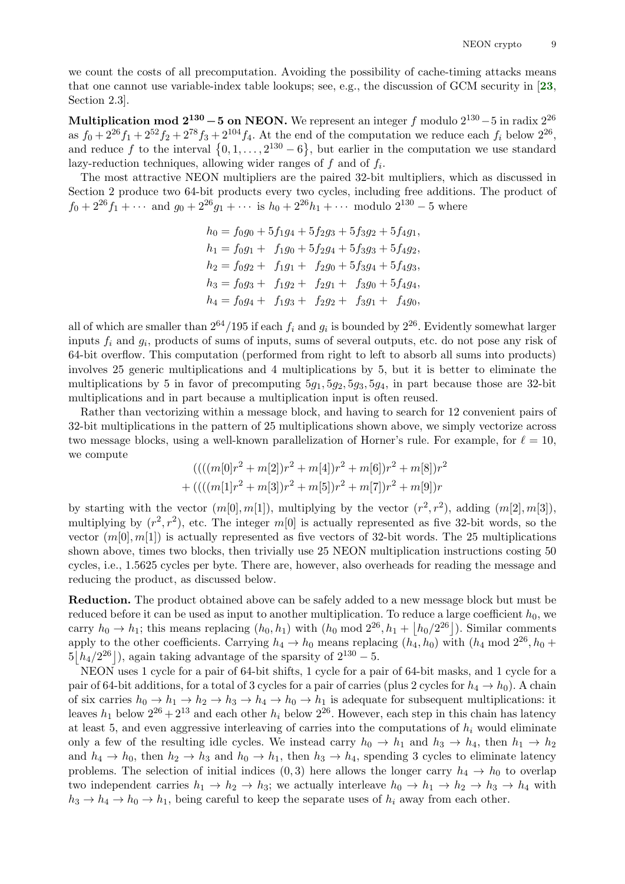we count the costs of all precomputation. Avoiding the possibility of cache-timing attacks means that one cannot use variable-index table lookups; see, e.g., the discussion of GCM security in [23, Section 2.3].

**Multiplication mod $2^{130} - 5$ on NEON.** We represent an integer $f$ modulo $2^{130}-5$ in radix $2^{26}$ as $f_0 + 2^{26}f_1 + 2^{52}f_2 + 2^{78}f_3 + 2^{104}f_4$. At the end of the computation we reduce each $f_i$ below $2^{26}$, and reduce $f$ to the interval $\{0, 1, \ldots, 2^{130} - 6\}$, but earlier in the computation we use standard lazy-reduction techniques, allowing wider ranges of $f$ and of $f_i$.

The most attractive NEON multipliers are the paired 32-bit multipliers, which as discussed in Section 2 produce two 64-bit products every two cycles, including free additions. The product of $f_0 + 2^{26}f_1 + \cdots$ and $g_0 + 2^{26}g_1 + \cdots$ is $h_0 + 2^{26}h_1 + \cdots$ modulo $2^{130} - 5$ where

$$
\begin{aligned}
h_0 &= f_0g_0 + 5f_1g_4 + 5f_2g_3 + 5f_3g_2 + 5f_4g_1,\\
h_1 &= f_0g_1 + \ \ f_1g_0 + 5f_2g_4 + 5f_3g_3 + 5f_4g_2,\\
h_2 &= f_0g_2 + \ \ f_1g_1 + \ \ f_2g_0 + 5f_3g_4 + 5f_4g_3,\\
h_3 &= f_0g_3 + \ \ f_1g_2 + \ \ f_2g_1 + \ \ f_3g_0 + 5f_4g_4,\\
h_4 &= f_0g_4 + \ \ f_1g_3 + \ \ f_2g_2 + \ \ f_3g_1 + \ \ f_4g_0,
\end{aligned}
$$

all of which are smaller than $2^{64}/195$ if each $f_i$ and $g_i$ is bounded by $2^{26}$. Evidently somewhat larger inputs $f_i$ and $g_i$, products of sums of inputs, sums of several outputs, etc. do not pose any risk of 64-bit overflow. This computation (performed from right to left to absorb all sums into products) involves 25 generic multiplications and 4 multiplications by 5, but it is better to eliminate the multiplications by 5 in favor of precomputing $5g_1, 5g_2, 5g_3, 5g_4$, in part because those are 32-bit multiplications and in part because a multiplication input is often reused.

Rather than vectorizing within a message block, and having to search for 12 convenient pairs of 32-bit multiplications in the pattern of 25 multiplications shown above, we simply vectorize across two message blocks, using a well-known parallelization of Horner's rule. For example, for $\ell = 10$, we compute

$$
\begin{aligned}
&((((m[0]r^2 + m[2])r^2 + m[4])r^2 + m[6])r^2 + m[8])r^2\\
+\ &((((m[1]r^2 + m[3])r^2 + m[5])r^2 + m[7])r^2 + m[9])r
\end{aligned}
$$

by starting with the vector $(m[0], m[1])$, multiplying by the vector $(r^2, r^2)$, adding $(m[2], m[3])$, multiplying by $(r^2, r^2)$, etc. The integer $m[0]$ is actually represented as five 32-bit words, so the vector $(m[0], m[1])$ is actually represented as five vectors of 32-bit words. The 25 multiplications shown above, times two blocks, then trivially use 25 NEON multiplication instructions costing 50 cycles, i.e., 1.5625 cycles per byte. There are, however, also overheads for reading the message and reducing the product, as discussed below.

**Reduction.** The product obtained above can be safely added to a new message block but must be reduced before it can be used as input to another multiplication. To reduce a large coefficient $h_0$, we carry $h_0 \to h_1$; this means replacing $(h_0, h_1)$ with $(h_0 \bmod 2^{26}, h_1 + \lfloor h_0/2^{26} \rfloor)$. Similar comments apply to the other coefficients. Carrying $h_4 \to h_0$ means replacing $(h_4, h_0)$ with $(h_4 \bmod 2^{26}, h_0 + 5\lfloor h_4/2^{26} \rfloor)$, again taking advantage of the sparsity of $2^{130} - 5$.

NEON uses 1 cycle for a pair of 64-bit shifts, 1 cycle for a pair of 64-bit masks, and 1 cycle for a pair of 64-bit additions, for a total of 3 cycles for a pair of carries (plus 2 cycles for $h_4 \to h_0$). A chain of six carries $h_0 \to h_1 \to h_2 \to h_3 \to h_4 \to h_0 \to h_1$ is adequate for subsequent multiplications: it leaves $h_1$ below $2^{26} + 2^{13}$ and each other $h_i$ below $2^{26}$. However, each step in this chain has latency at least 5, and even aggressive interleaving of carries into the computations of $h_i$ would eliminate only a few of the resulting idle cycles. We instead carry $h_0 \to h_1$ and $h_3 \to h_4$, then $h_1 \to h_2$ and $h_4 \to h_0$, then $h_2 \to h_3$ and $h_0 \to h_1$, then $h_3 \to h_4$, spending 3 cycles to eliminate latency problems. The selection of initial indices $(0, 3)$ here allows the longer carry $h_4 \to h_0$ to overlap two independent carries $h_1 \to h_2 \to h_3$; we actually interleave $h_0 \to h_1 \to h_2 \to h_3 \to h_4$ with $h_3 \to h_4 \to h_0 \to h_1$, being careful to keep the separate uses of $h_i$ away from each other.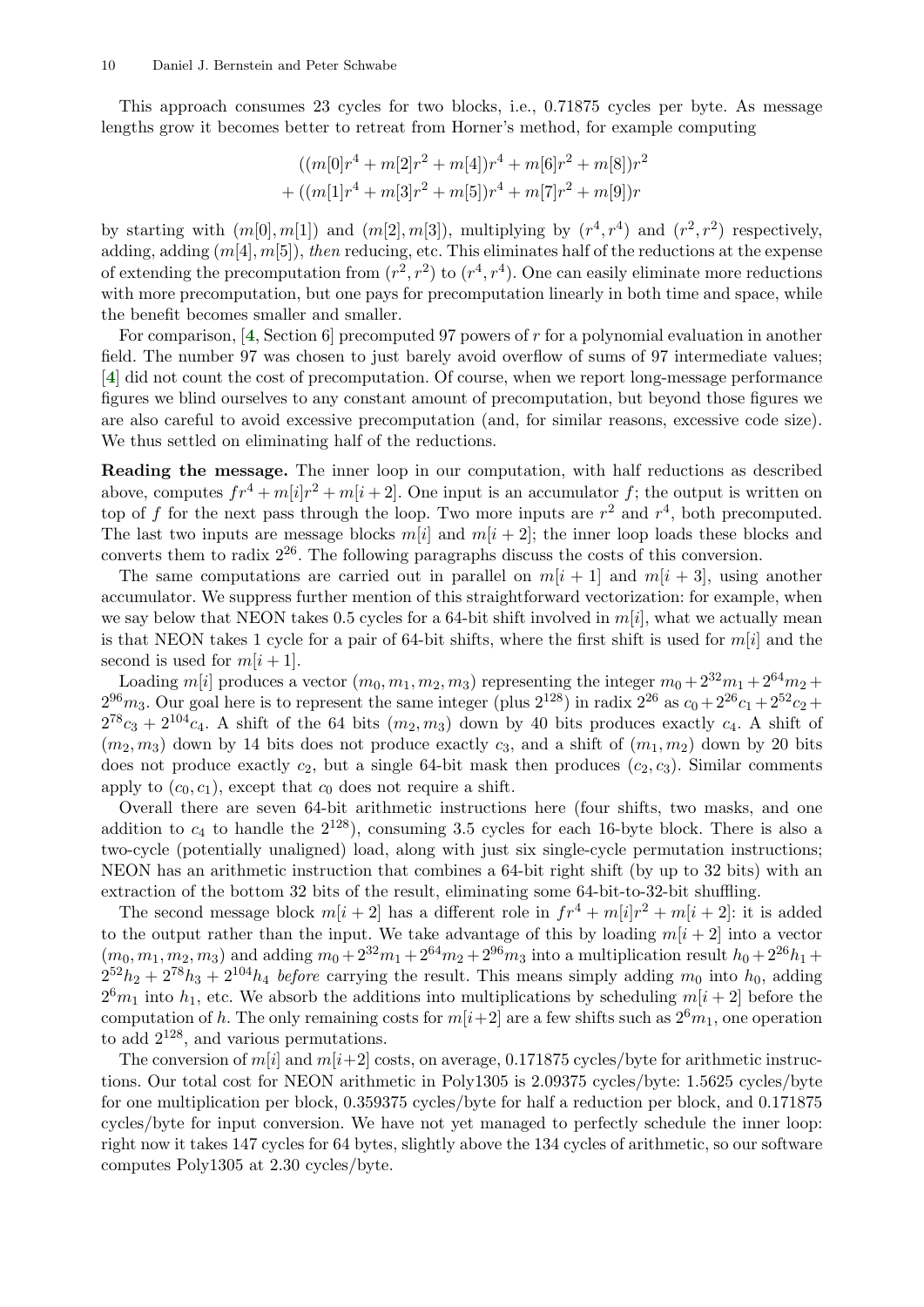This approach consumes 23 cycles for two blocks, i.e., 0.71875 cycles per byte. As message lengths grow it becomes better to retreat from Horner's method, for example computing

$$((m[0]r^4 + m[2]r^2 + m[4])r^4 + m[6]r^2 + m[8])r^2$$
$$+ ((m[1]r^4 + m[3]r^2 + m[5])r^4 + m[7]r^2 + m[9])r$$

by starting with $(m[0], m[1])$ and $(m[2], m[3])$, multiplying by $(r^4, r^4)$ and $(r^2, r^2)$ respectively, adding, adding $(m[4], m[5])$, *then* reducing, etc. This eliminates half of the reductions at the expense of extending the precomputation from $(r^2, r^2)$ to $(r^4, r^4)$. One can easily eliminate more reductions with more precomputation, but one pays for precomputation linearly in both time and space, while the benefit becomes smaller and smaller.

For comparison, [**4**, Section 6] precomputed 97 powers of $r$ for a polynomial evaluation in another field. The number 97 was chosen to just barely avoid overflow of sums of 97 intermediate values; [**4**] did not count the cost of precomputation. Of course, when we report long-message performance figures we blind ourselves to any constant amount of precomputation, but beyond those figures we are also careful to avoid excessive precomputation (and, for similar reasons, excessive code size). We thus settled on eliminating half of the reductions.

**Reading the message.** The inner loop in our computation, with half reductions as described above, computes $fr^4 + m[i]r^2 + m[i + 2]$. One input is an accumulator $f$; the output is written on top of $f$ for the next pass through the loop. Two more inputs are $r^2$ and $r^4$, both precomputed. The last two inputs are message blocks $m[i]$ and $m[i + 2]$; the inner loop loads these blocks and converts them to radix $2^{26}$. The following paragraphs discuss the costs of this conversion.

The same computations are carried out in parallel on $m[i + 1]$ and $m[i + 3]$, using another accumulator. We suppress further mention of this straightforward vectorization: for example, when we say below that NEON takes 0.5 cycles for a 64-bit shift involved in $m[i]$, what we actually mean is that NEON takes 1 cycle for a pair of 64-bit shifts, where the first shift is used for $m[i]$ and the second is used for $m[i + 1]$.

Loading $m[i]$ produces a vector $(m_0, m_1, m_2, m_3)$ representing the integer $m_0 + 2^{32}m_1 + 2^{64}m_2 + 2^{96}m_3$. Our goal here is to represent the same integer (plus $2^{128}$) in radix $2^{26}$ as $c_0 + 2^{26}c_1 + 2^{52}c_2 + 2^{78}c_3 + 2^{104}c_4$. A shift of the 64 bits $(m_2, m_3)$ down by 40 bits produces exactly $c_4$. A shift of $(m_2, m_3)$ down by 14 bits does not produce exactly $c_3$, and a shift of $(m_1, m_2)$ down by 20 bits does not produce exactly $c_2$, but a single 64-bit mask then produces $(c_2, c_3)$. Similar comments apply to $(c_0, c_1)$, except that $c_0$ does not require a shift.

Overall there are seven 64-bit arithmetic instructions here (four shifts, two masks, and one addition to $c_4$ to handle the $2^{128}$), consuming 3.5 cycles for each 16-byte block. There is also a two-cycle (potentially unaligned) load, along with just six single-cycle permutation instructions; NEON has an arithmetic instruction that combines a 64-bit right shift (by up to 32 bits) with an extraction of the bottom 32 bits of the result, eliminating some 64-bit-to-32-bit shuffling.

The second message block $m[i + 2]$ has a different role in $fr^4 + m[i]r^2 + m[i + 2]$: it is added to the output rather than the input. We take advantage of this by loading $m[i + 2]$ into a vector $(m_0, m_1, m_2, m_3)$ and adding $m_0 + 2^{32}m_1 + 2^{64}m_2 + 2^{96}m_3$ into a multiplication result $h_0 + 2^{26}h_1 + 2^{52}h_2 + 2^{78}h_3 + 2^{104}h_4$ *before* carrying the result. This means simply adding $m_0$ into $h_0$, adding $2^6m_1$ into $h_1$, etc. We absorb the additions into multiplications by scheduling $m[i + 2]$ before the computation of $h$. The only remaining costs for $m[i+2]$ are a few shifts such as $2^6m_1$, one operation to add $2^{128}$, and various permutations.

The conversion of $m[i]$ and $m[i+2]$ costs, on average, 0.171875 cycles/byte for arithmetic instructions. Our total cost for NEON arithmetic in Poly1305 is 2.09375 cycles/byte: 1.5625 cycles/byte for one multiplication per block, 0.359375 cycles/byte for half a reduction per block, and 0.171875 cycles/byte for input conversion. We have not yet managed to perfectly schedule the inner loop: right now it takes 147 cycles for 64 bytes, slightly above the 134 cycles of arithmetic, so our software computes Poly1305 at 2.30 cycles/byte.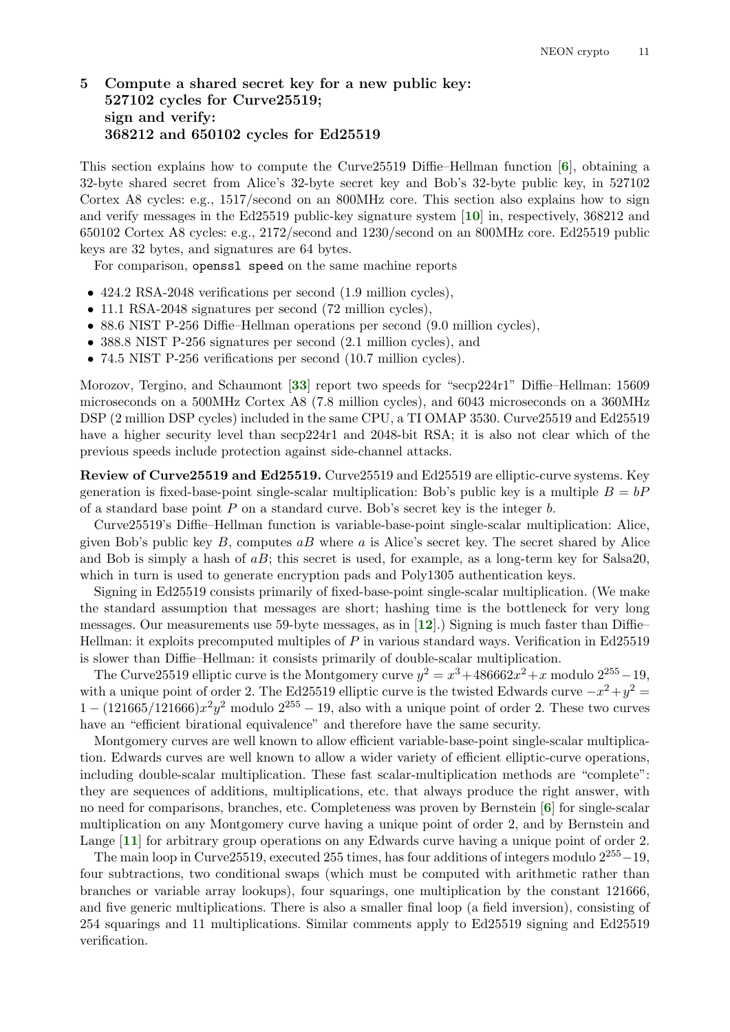## 5 Compute a shared secret key for a new public key: 527102 cycles for Curve25519; sign and verify: 368212 and 650102 cycles for Ed25519

This section explains how to compute the Curve25519 Diffie–Hellman function [6], obtaining a 32-byte shared secret from Alice's 32-byte secret key and Bob's 32-byte public key, in 527102 Cortex A8 cycles: e.g., 1517/second on an 800MHz core. This section also explains how to sign and verify messages in the Ed25519 public-key signature system [10] in, respectively, 368212 and 650102 Cortex A8 cycles: e.g., 2172/second and 1230/second on an 800MHz core. Ed25519 public keys are 32 bytes, and signatures are 64 bytes.

For comparison, `openssl speed` on the same machine reports

- 424.2 RSA-2048 verifications per second (1.9 million cycles),
- 11.1 RSA-2048 signatures per second (72 million cycles),
- 88.6 NIST P-256 Diffie–Hellman operations per second (9.0 million cycles),
- 388.8 NIST P-256 signatures per second (2.1 million cycles), and
- 74.5 NIST P-256 verifications per second (10.7 million cycles).

Morozov, Tergino, and Schaumont [33] report two speeds for "secp224r1" Diffie–Hellman: 15609 microseconds on a 500MHz Cortex A8 (7.8 million cycles), and 6043 microseconds on a 360MHz DSP (2 million DSP cycles) included in the same CPU, a TI OMAP 3530. Curve25519 and Ed25519 have a higher security level than secp224r1 and 2048-bit RSA; it is also not clear which of the previous speeds include protection against side-channel attacks.

**Review of Curve25519 and Ed25519.** Curve25519 and Ed25519 are elliptic-curve systems. Key generation is fixed-base-point single-scalar multiplication: Bob's public key is a multiple $B = bP$ of a standard base point $P$ on a standard curve. Bob's secret key is the integer $b$.

Curve25519's Diffie–Hellman function is variable-base-point single-scalar multiplication: Alice, given Bob's public key $B$, computes $aB$ where $a$ is Alice's secret key. The secret shared by Alice and Bob is simply a hash of $aB$; this secret is used, for example, as a long-term key for Salsa20, which in turn is used to generate encryption pads and Poly1305 authentication keys.

Signing in Ed25519 consists primarily of fixed-base-point single-scalar multiplication. (We make the standard assumption that messages are short; hashing time is the bottleneck for very long messages. Our measurements use 59-byte messages, as in [12].) Signing is much faster than Diffie–Hellman: it exploits precomputed multiples of $P$ in various standard ways. Verification in Ed25519 is slower than Diffie–Hellman: it consists primarily of double-scalar multiplication.

The Curve25519 elliptic curve is the Montgomery curve $y^2 = x^3 + 486662x^2 + x$ modulo $2^{255} - 19$, with a unique point of order 2. The Ed25519 elliptic curve is the twisted Edwards curve $-x^2 + y^2 = 1 - (121665/121666)x^2y^2$ modulo $2^{255} - 19$, also with a unique point of order 2. These two curves have an "efficient birational equivalence" and therefore have the same security.

Montgomery curves are well known to allow efficient variable-base-point single-scalar multiplication. Edwards curves are well known to allow a wider variety of efficient elliptic-curve operations, including double-scalar multiplication. These fast scalar-multiplication methods are "complete": they are sequences of additions, multiplications, etc. that always produce the right answer, with no need for comparisons, branches, etc. Completeness was proven by Bernstein [6] for single-scalar multiplication on any Montgomery curve having a unique point of order 2, and by Bernstein and Lange [11] for arbitrary group operations on any Edwards curve having a unique point of order 2.

The main loop in Curve25519, executed 255 times, has four additions of integers modulo $2^{255} - 19$, four subtractions, two conditional swaps (which must be computed with arithmetic rather than branches or variable array lookups), four squarings, one multiplication by the constant 121666, and five generic multiplications. There is also a smaller final loop (a field inversion), consisting of 254 squarings and 11 multiplications. Similar comments apply to Ed25519 signing and Ed25519 verification.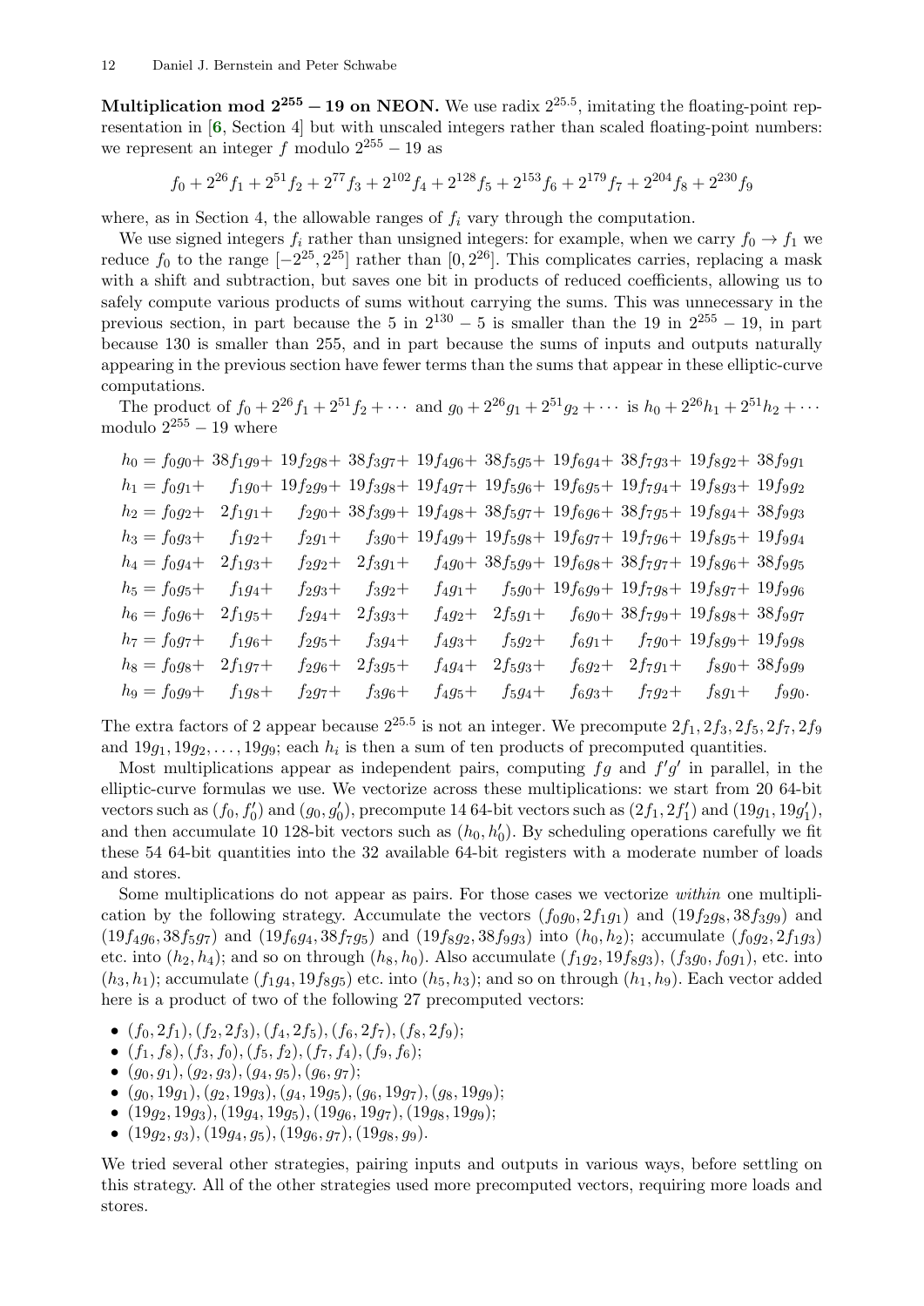**Multiplication mod $2^{255} - 19$ on NEON.** We use radix $2^{25.5}$, imitating the floating-point representation in [6, Section 4] but with unscaled integers rather than scaled floating-point numbers: we represent an integer $f$ modulo $2^{255} - 19$ as

$$f_0 + 2^{26}f_1 + 2^{51}f_2 + 2^{77}f_3 + 2^{102}f_4 + 2^{128}f_5 + 2^{153}f_6 + 2^{179}f_7 + 2^{204}f_8 + 2^{230}f_9$$

where, as in Section 4, the allowable ranges of $f_i$ vary through the computation.

We use signed integers $f_i$ rather than unsigned integers: for example, when we carry $f_0 \to f_1$ we reduce $f_0$ to the range $[-2^{25}, 2^{25}]$ rather than $[0, 2^{26}]$. This complicates carries, replacing a mask with a shift and subtraction, but saves one bit in products of reduced coefficients, allowing us to safely compute various products of sums without carrying the sums. This was unnecessary in the previous section, in part because the 5 in $2^{130} - 5$ is smaller than the 19 in $2^{255} - 19$, in part because 130 is smaller than 255, and in part because the sums of inputs and outputs naturally appearing in the previous section have fewer terms than the sums that appear in these elliptic-curve computations.

The product of $f_0 + 2^{26}f_1 + 2^{51}f_2 + \cdots$ and $g_0 + 2^{26}g_1 + 2^{51}g_2 + \cdots$ is $h_0 + 2^{26}h_1 + 2^{51}h_2 + \cdots$ modulo $2^{255} - 19$ where

$$
\begin{aligned}
h_0 &= f_0g_0 + 38f_1g_9 + 19f_2g_8 + 38f_3g_7 + 19f_4g_6 + 38f_5g_5 + 19f_6g_4 + 38f_7g_3 + 19f_8g_2 + 38f_9g_1 \\
h_1 &= f_0g_1 + f_1g_0 + 19f_2g_9 + 19f_3g_8 + 19f_4g_7 + 19f_5g_6 + 19f_6g_5 + 19f_7g_4 + 19f_8g_3 + 19f_9g_2 \\
h_2 &= f_0g_2 + 2f_1g_1 + f_2g_0 + 38f_3g_9 + 19f_4g_8 + 38f_5g_7 + 19f_6g_6 + 38f_7g_5 + 19f_8g_4 + 38f_9g_3 \\
h_3 &= f_0g_3 + f_1g_2 + f_2g_1 + f_3g_0 + 19f_4g_9 + 19f_5g_8 + 19f_6g_7 + 19f_7g_6 + 19f_8g_5 + 19f_9g_4 \\
h_4 &= f_0g_4 + 2f_1g_3 + f_2g_2 + 2f_3g_1 + f_4g_0 + 38f_5g_9 + 19f_6g_8 + 38f_7g_7 + 19f_8g_6 + 38f_9g_5 \\
h_5 &= f_0g_5 + f_1g_4 + f_2g_3 + f_3g_2 + f_4g_1 + f_5g_0 + 19f_6g_9 + 19f_7g_8 + 19f_8g_7 + 19f_9g_6 \\
h_6 &= f_0g_6 + 2f_1g_5 + f_2g_4 + 2f_3g_3 + f_4g_2 + 2f_5g_1 + f_6g_0 + 38f_7g_9 + 19f_8g_8 + 38f_9g_7 \\
h_7 &= f_0g_7 + f_1g_6 + f_2g_5 + f_3g_4 + f_4g_3 + f_5g_2 + f_6g_1 + f_7g_0 + 19f_8g_9 + 19f_9g_8 \\
h_8 &= f_0g_8 + 2f_1g_7 + f_2g_6 + 2f_3g_5 + f_4g_4 + 2f_5g_3 + f_6g_2 + 2f_7g_1 + f_8g_0 + 38f_9g_9 \\
h_9 &= f_0g_9 + f_1g_8 + f_2g_7 + f_3g_6 + f_4g_5 + f_5g_4 + f_6g_3 + f_7g_2 + f_8g_1 + f_9g_0.
\end{aligned}
$$

The extra factors of 2 appear because $2^{25.5}$ is not an integer. We precompute $2f_1, 2f_3, 2f_5, 2f_7, 2f_9$ and $19g_1, 19g_2, \ldots, 19g_9$; each $h_i$ is then a sum of ten products of precomputed quantities.

Most multiplications appear as independent pairs, computing $fg$ and $f'g'$ in parallel, in the elliptic-curve formulas we use. We vectorize across these multiplications: we start from 20 64-bit vectors such as $(f_0, f_0')$ and $(g_0, g_0')$, precompute 14 64-bit vectors such as $(2f_1, 2f_1')$ and $(19g_1, 19g_1')$, and then accumulate 10 128-bit vectors such as $(h_0, h_0')$. By scheduling operations carefully we fit these 54 64-bit quantities into the 32 available 64-bit registers with a moderate number of loads and stores.

Some multiplications do not appear as pairs. For those cases we vectorize *within* one multiplication by the following strategy. Accumulate the vectors $(f_0g_0, 2f_1g_1)$ and $(19f_2g_8, 38f_3g_9)$ and $(19f_4g_6, 38f_5g_7)$ and $(19f_6g_4, 38f_7g_5)$ and $(19f_8g_2, 38f_9g_3)$ into $(h_0, h_2)$; accumulate $(f_0g_2, 2f_1g_3)$ etc. into $(h_2, h_4)$; and so on through $(h_8, h_0)$. Also accumulate $(f_1g_2, 19f_8g_3)$, $(f_3g_0, f_0g_1)$, etc. into $(h_3, h_1)$; accumulate $(f_1g_4, 19f_8g_5)$ etc. into $(h_5, h_3)$; and so on through $(h_1, h_9)$. Each vector added here is a product of two of the following 27 precomputed vectors:

- $(f_0, 2f_1), (f_2, 2f_3), (f_4, 2f_5), (f_6, 2f_7), (f_8, 2f_9)$;
- $(f_1, f_8), (f_3, f_0), (f_5, f_2), (f_7, f_4), (f_9, f_6)$;
- $(g_0, g_1), (g_2, g_3), (g_4, g_5), (g_6, g_7)$;
- $(g_0, 19g_1), (g_2, 19g_3), (g_4, 19g_5), (g_6, 19g_7), (g_8, 19g_9)$;
- $(19g_2, 19g_3), (19g_4, 19g_5), (19g_6, 19g_7), (19g_8, 19g_9)$;
- $(19g_2, g_3), (19g_4, g_5), (19g_6, g_7), (19g_8, g_9)$.

We tried several other strategies, pairing inputs and outputs in various ways, before settling on this strategy. All of the other strategies used more precomputed vectors, requiring more loads and stores.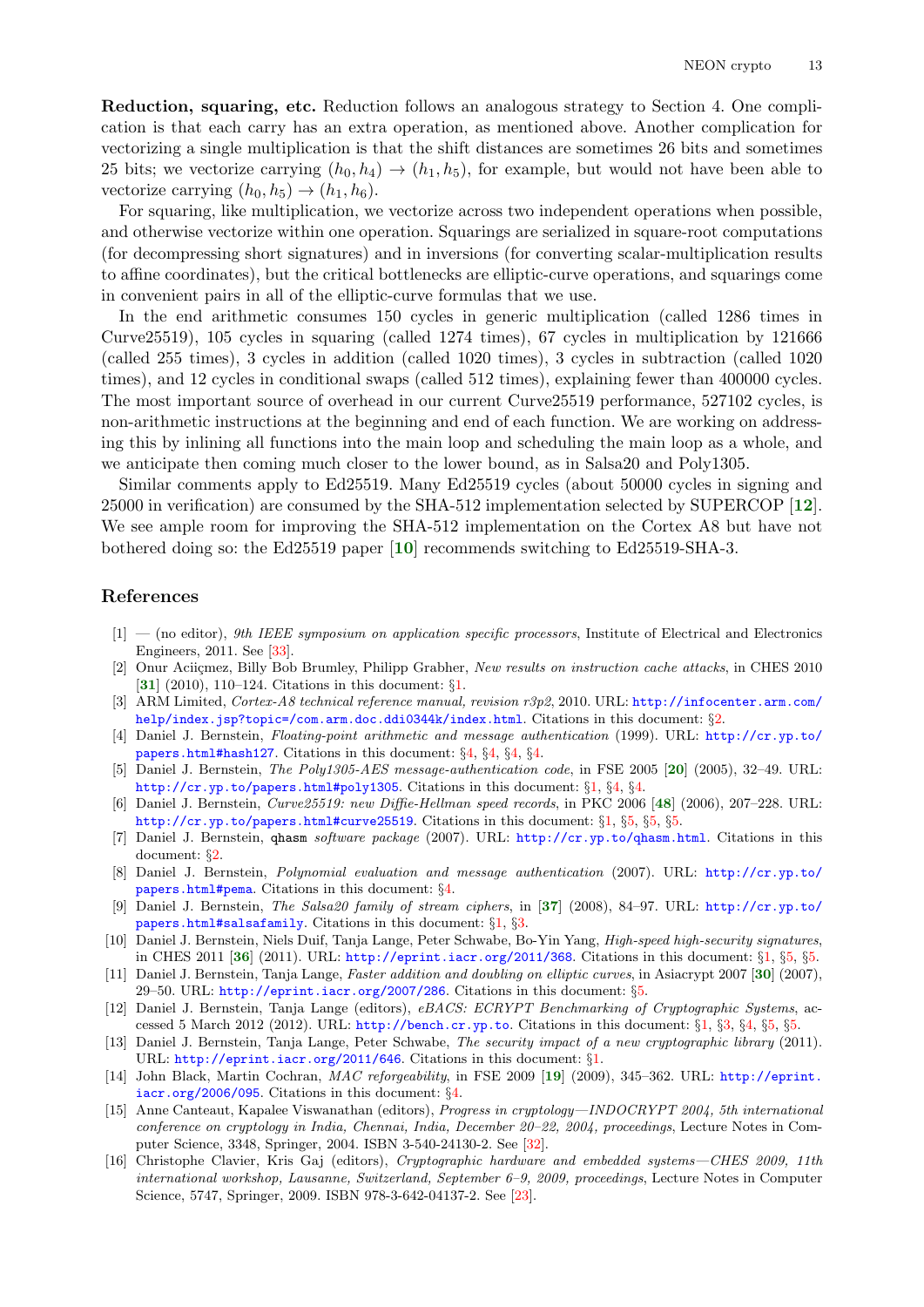**Reduction, squaring, etc.** Reduction follows an analogous strategy to Section 4. One complication is that each carry has an extra operation, as mentioned above. Another complication for vectorizing a single multiplication is that the shift distances are sometimes 26 bits and sometimes 25 bits; we vectorize carrying $(h_0, h_4) \to (h_1, h_5)$, for example, but would not have been able to vectorize carrying $(h_0, h_5) \to (h_1, h_6)$.

For squaring, like multiplication, we vectorize across two independent operations when possible, and otherwise vectorize within one operation. Squarings are serialized in square-root computations (for decompressing short signatures) and in inversions (for converting scalar-multiplication results to affine coordinates), but the critical bottlenecks are elliptic-curve operations, and squarings come in convenient pairs in all of the elliptic-curve formulas that we use.

In the end arithmetic consumes 150 cycles in generic multiplication (called 1286 times in Curve25519), 105 cycles in squaring (called 1274 times), 67 cycles in multiplication by 121666 (called 255 times), 3 cycles in addition (called 1020 times), 3 cycles in subtraction (called 1020 times), and 12 cycles in conditional swaps (called 512 times), explaining fewer than 400000 cycles. The most important source of overhead in our current Curve25519 performance, 527102 cycles, is non-arithmetic instructions at the beginning and end of each function. We are working on addressing this by inlining all functions into the main loop and scheduling the main loop as a whole, and we anticipate then coming much closer to the lower bound, as in Salsa20 and Poly1305.

Similar comments apply to Ed25519. Many Ed25519 cycles (about 50000 cycles in signing and 25000 in verification) are consumed by the SHA-512 implementation selected by SUPERCOP [**12**]. We see ample room for improving the SHA-512 implementation on the Cortex A8 but have not bothered doing so: the Ed25519 paper [**10**] recommends switching to Ed25519-SHA-3.

## References

[1] — (no editor), *9th IEEE symposium on application specific processors*, Institute of Electrical and Electronics Engineers, 2011. See [33].

[2] Onur Aciiçmez, Billy Bob Brumley, Philipp Grabher, *New results on instruction cache attacks*, in CHES 2010 [**31**] (2010), 110–124. Citations in this document: §1.

[3] ARM Limited, *Cortex-A8 technical reference manual, revision r3p2*, 2010. URL: http://infocenter.arm.com/help/index.jsp?topic=/com.arm.doc.ddi0344k/index.html. Citations in this document: §2.

[4] Daniel J. Bernstein, *Floating-point arithmetic and message authentication* (1999). URL: http://cr.yp.to/papers.html#hash127. Citations in this document: §4, §4, §4, §4.

[5] Daniel J. Bernstein, *The Poly1305-AES message-authentication code*, in FSE 2005 [**20**] (2005), 32–49. URL: http://cr.yp.to/papers.html#poly1305. Citations in this document: §1, §4, §4.

[6] Daniel J. Bernstein, *Curve25519: new Diffie-Hellman speed records*, in PKC 2006 [**48**] (2006), 207–228. URL: http://cr.yp.to/papers.html#curve25519. Citations in this document: §1, §5, §5, §5.

[7] Daniel J. Bernstein, `qhasm` *software package* (2007). URL: http://cr.yp.to/qhasm.html. Citations in this document: §2.

[8] Daniel J. Bernstein, *Polynomial evaluation and message authentication* (2007). URL: http://cr.yp.to/papers.html#pema. Citations in this document: §4.

[9] Daniel J. Bernstein, *The Salsa20 family of stream ciphers*, in [**37**] (2008), 84–97. URL: http://cr.yp.to/papers.html#salsafamily. Citations in this document: §1, §3.

[10] Daniel J. Bernstein, Niels Duif, Tanja Lange, Peter Schwabe, Bo-Yin Yang, *High-speed high-security signatures*, in CHES 2011 [**36**] (2011). URL: http://eprint.iacr.org/2011/368. Citations in this document: §1, §5, §5.

[11] Daniel J. Bernstein, Tanja Lange, *Faster addition and doubling on elliptic curves*, in Asiacrypt 2007 [**30**] (2007), 29–50. URL: http://eprint.iacr.org/2007/286. Citations in this document: §5.

[12] Daniel J. Bernstein, Tanja Lange (editors), *eBACS: ECRYPT Benchmarking of Cryptographic Systems*, accessed 5 March 2012 (2012). URL: http://bench.cr.yp.to. Citations in this document: §1, §3, §4, §5, §5.

[13] Daniel J. Bernstein, Tanja Lange, Peter Schwabe, *The security impact of a new cryptographic library* (2011). URL: http://eprint.iacr.org/2011/646. Citations in this document: §1.

[14] John Black, Martin Cochran, *MAC reforgeability*, in FSE 2009 [**19**] (2009), 345–362. URL: http://eprint.iacr.org/2006/095. Citations in this document: §4.

[15] Anne Canteaut, Kapalee Viswanathan (editors), *Progress in cryptology—INDOCRYPT 2004, 5th international conference on cryptology in India, Chennai, India, December 20–22, 2004, proceedings*, Lecture Notes in Computer Science, 3348, Springer, 2004. ISBN 3-540-24130-2. See [32].

[16] Christophe Clavier, Kris Gaj (editors), *Cryptographic hardware and embedded systems—CHES 2009, 11th international workshop, Lausanne, Switzerland, September 6–9, 2009, proceedings*, Lecture Notes in Computer Science, 5747, Springer, 2009. ISBN 978-3-642-04137-2. See [23].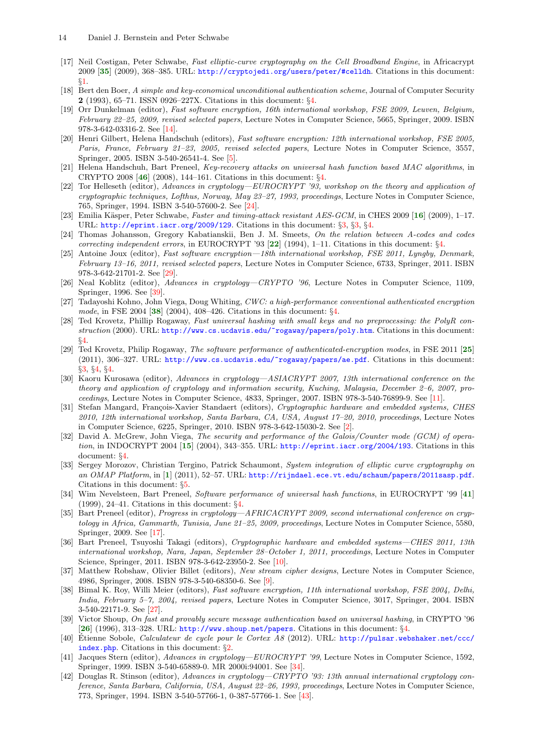[17] Neil Costigan, Peter Schwabe, *Fast elliptic-curve cryptography on the Cell Broadband Engine*, in Africacrypt 2009 [**35**] (2009), 368–385. URL: http://cryptojedi.org/users/peter/#celldh. Citations in this document: §1.

[18] Bert den Boer, *A simple and key-economical unconditional authentication scheme*, Journal of Computer Security **2** (1993), 65–71. ISSN 0926–227X. Citations in this document: §4.

[19] Orr Dunkelman (editor), *Fast software encryption, 16th international workshop, FSE 2009, Leuven, Belgium, February 22–25, 2009, revised selected papers*, Lecture Notes in Computer Science, 5665, Springer, 2009. ISBN 978-3-642-03316-2. See [14].

[20] Henri Gilbert, Helena Handschuh (editors), *Fast software encryption: 12th international workshop, FSE 2005, Paris, France, February 21–23, 2005, revised selected papers*, Lecture Notes in Computer Science, 3557, Springer, 2005. ISBN 3-540-26541-4. See [5].

[21] Helena Handschuh, Bart Preneel, *Key-recovery attacks on universal hash function based MAC algorithms*, in CRYPTO 2008 [**46**] (2008), 144–161. Citations in this document: §4.

[22] Tor Helleseth (editor), *Advances in cryptology—EUROCRYPT '93, workshop on the theory and application of cryptographic techniques, Lofthus, Norway, May 23–27, 1993, proceedings*, Lecture Notes in Computer Science, 765, Springer, 1994. ISBN 3-540-57600-2. See [24].

[23] Emilia Käsper, Peter Schwabe, *Faster and timing-attack resistant AES-GCM*, in CHES 2009 [**16**] (2009), 1–17. URL: http://eprint.iacr.org/2009/129. Citations in this document: §3, §3, §4.

[24] Thomas Johansson, Gregory Kabatianskii, Ben J. M. Smeets, *On the relation between A-codes and codes correcting independent errors*, in EUROCRYPT '93 [**22**] (1994), 1–11. Citations in this document: §4.

[25] Antoine Joux (editor), *Fast software encryption—18th international workshop, FSE 2011, Lyngby, Denmark, February 13–16, 2011, revised selected papers*, Lecture Notes in Computer Science, 6733, Springer, 2011. ISBN 978-3-642-21701-2. See [29].

[26] Neal Koblitz (editor), *Advances in cryptology—CRYPTO '96*, Lecture Notes in Computer Science, 1109, Springer, 1996. See [39].

[27] Tadayoshi Kohno, John Viega, Doug Whiting, *CWC: a high-performance conventional authenticated encryption mode*, in FSE 2004 [**38**] (2004), 408–426. Citations in this document: §4.

[28] Ted Krovetz, Phillip Rogaway, *Fast universal hashing with small keys and no preprocessing: the PolyR construction* (2000). URL: http://www.cs.ucdavis.edu/~rogaway/papers/poly.htm. Citations in this document: §4.

[29] Ted Krovetz, Philip Rogaway, *The software performance of authenticated-encryption modes*, in FSE 2011 [**25**] (2011), 306–327. URL: http://www.cs.ucdavis.edu/~rogaway/papers/ae.pdf. Citations in this document: §3, §4, §4.

[30] Kaoru Kurosawa (editor), *Advances in cryptology—ASIACRYPT 2007, 13th international conference on the theory and application of cryptology and information security, Kuching, Malaysia, December 2–6, 2007, proceedings*, Lecture Notes in Computer Science, 4833, Springer, 2007. ISBN 978-3-540-76899-9. See [11].

[31] Stefan Mangard, François-Xavier Standaert (editors), *Cryptographic hardware and embedded systems, CHES 2010, 12th international workshop, Santa Barbara, CA, USA, August 17–20, 2010, proceedings*, Lecture Notes in Computer Science, 6225, Springer, 2010. ISBN 978-3-642-15030-2. See [2].

[32] David A. McGrew, John Viega, *The security and performance of the Galois/Counter mode (GCM) of operation*, in INDOCRYPT 2004 [**15**] (2004), 343–355. URL: http://eprint.iacr.org/2004/193. Citations in this document: §4.

[33] Sergey Morozov, Christian Tergino, Patrick Schaumont, *System integration of elliptic curve cryptography on an OMAP Platform*, in [**1**] (2011), 52–57. URL: http://rijndael.ece.vt.edu/schaum/papers/2011sasp.pdf. Citations in this document: §5.

[34] Wim Nevelsteen, Bart Preneel, *Software performance of universal hash functions*, in EUROCRYPT '99 [**41**] (1999), 24–41. Citations in this document: §4.

[35] Bart Preneel (editor), *Progress in cryptology—AFRICACRYPT 2009, second international conference on cryptology in Africa, Gammarth, Tunisia, June 21–25, 2009, proceedings*, Lecture Notes in Computer Science, 5580, Springer, 2009. See [17].

[36] Bart Preneel, Tsuyoshi Takagi (editors), *Cryptographic hardware and embedded systems—CHES 2011, 13th international workshop, Nara, Japan, September 28–October 1, 2011, proceedings*, Lecture Notes in Computer Science, Springer, 2011. ISBN 978-3-642-23950-2. See [10].

[37] Matthew Robshaw, Olivier Billet (editors), *New stream cipher designs*, Lecture Notes in Computer Science, 4986, Springer, 2008. ISBN 978-3-540-68350-6. See [9].

[38] Bimal K. Roy, Willi Meier (editors), *Fast software encryption, 11th international workshop, FSE 2004, Delhi, India, February 5–7, 2004, revised papers*, Lecture Notes in Computer Science, 3017, Springer, 2004. ISBN 3-540-22171-9. See [27].

[39] Victor Shoup, *On fast and provably secure message authentication based on universal hashing*, in CRYPTO '96 [**26**] (1996), 313–328. URL: http://www.shoup.net/papers. Citations in this document: §4.

[40] Étienne Sobole, *Calculateur de cycle pour le Cortex A8* (2012). URL: http://pulsar.webshaker.net/ccc/index.php. Citations in this document: §2.

[41] Jacques Stern (editor), *Advances in cryptology—EUROCRYPT '99*, Lecture Notes in Computer Science, 1592, Springer, 1999. ISBN 3-540-65889-0. MR 2000i:94001. See [34].

[42] Douglas R. Stinson (editor), *Advances in cryptology—CRYPTO '93: 13th annual international cryptology conference, Santa Barbara, California, USA, August 22–26, 1993, proceedings*, Lecture Notes in Computer Science, 773, Springer, 1994. ISBN 3-540-57766-1, 0-387-57766-1. See [43].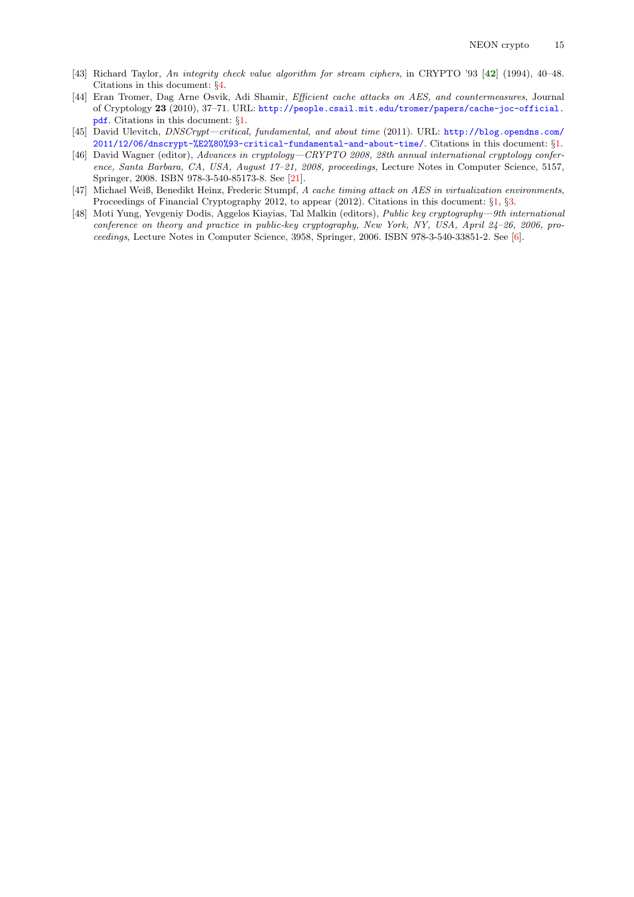[43] Richard Taylor, *An integrity check value algorithm for stream ciphers*, in CRYPTO '93 [**42**] (1994), 40–48. Citations in this document: §4.

[44] Eran Tromer, Dag Arne Osvik, Adi Shamir, *Efficient cache attacks on AES, and countermeasures*, Journal of Cryptology **23** (2010), 37–71. URL: http://people.csail.mit.edu/tromer/papers/cache-joc-official.pdf. Citations in this document: §1.

[45] David Ulevitch, *DNSCrypt—critical, fundamental, and about time* (2011). URL: http://blog.opendns.com/2011/12/06/dnscrypt-%E2%80%93-critical-fundamental-and-about-time/. Citations in this document: §1.

[46] David Wagner (editor), *Advances in cryptology—CRYPTO 2008, 28th annual international cryptology conference, Santa Barbara, CA, USA, August 17–21, 2008, proceedings*, Lecture Notes in Computer Science, 5157, Springer, 2008. ISBN 978-3-540-85173-8. See [21].

[47] Michael Weiß, Benedikt Heinz, Frederic Stumpf, *A cache timing attack on AES in virtualization environments*, Proceedings of Financial Cryptography 2012, to appear (2012). Citations in this document: §1, §3.

[48] Moti Yung, Yevgeniy Dodis, Aggelos Kiayias, Tal Malkin (editors), *Public key cryptography—9th international conference on theory and practice in public-key cryptography, New York, NY, USA, April 24–26, 2006, proceedings*, Lecture Notes in Computer Science, 3958, Springer, 2006. ISBN 978-3-540-33851-2. See [6].